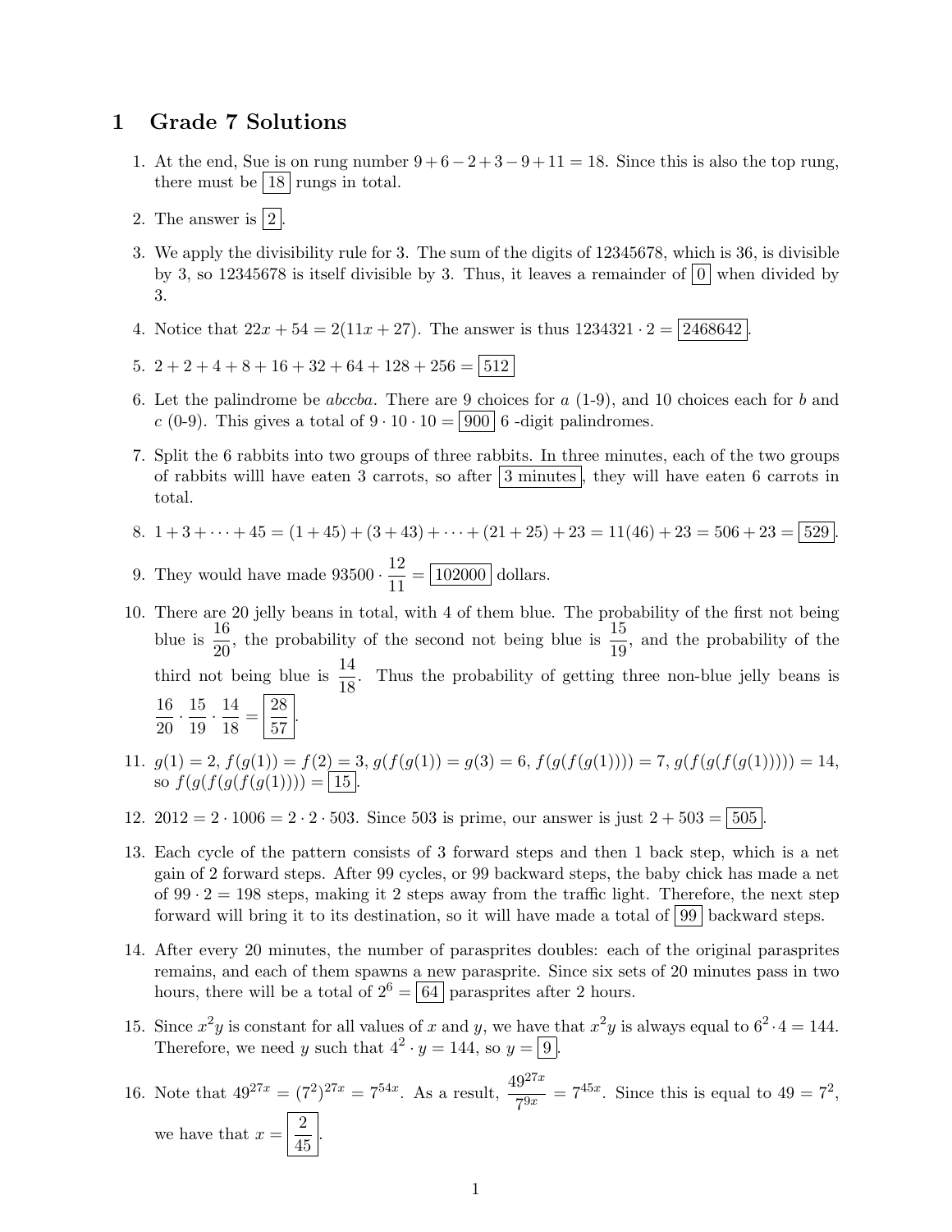# 1 Grade 7 Solutions

1. At the end, Sue is on rung number $9+6-2+3-9+11 = 18$. Since this is also the top rung, there must be $\boxed{18}$ rungs in total.

2. The answer is $\boxed{2}$.

3. We apply the divisibility rule for 3. The sum of the digits of 12345678, which is 36, is divisible by 3, so 12345678 is itself divisible by 3. Thus, it leaves a remainder of $\boxed{0}$ when divided by 3.

4. Notice that $22x + 54 = 2(11x + 27)$. The answer is thus $1234321 \cdot 2 = \boxed{2468642}$.

5. $2+2+4+8+16+32+64+128+256 = \boxed{512}$

6. Let the palindrome be $abccba$. There are 9 choices for $a$ (1-9), and 10 choices each for $b$ and $c$ (0-9). This gives a total of $9 \cdot 10 \cdot 10 = \boxed{900}$ 6 -digit palindromes.

7. Split the 6 rabbits into two groups of three rabbits. In three minutes, each of the two groups of rabbits willl have eaten 3 carrots, so after $\boxed{3 \text{ minutes}}$, they will have eaten 6 carrots in total.

8. $1+3+\cdots+45 = (1+45)+(3+43)+\cdots+(21+25)+23 = 11(46)+23 = 506+23 = \boxed{529}$.

9. They would have made $93500 \cdot \frac{12}{11} = \boxed{102000}$ dollars.

10. There are 20 jelly beans in total, with 4 of them blue. The probability of the first not being blue is $\frac{16}{20}$, the probability of the second not being blue is $\frac{15}{19}$, and the probability of the third not being blue is $\frac{14}{18}$. Thus the probability of getting three non-blue jelly beans is $\frac{16}{20} \cdot \frac{15}{19} \cdot \frac{14}{18} = \boxed{\frac{28}{57}}$.

11. $g(1) = 2$, $f(g(1)) = f(2) = 3$, $g(f(g(1)) = g(3) = 6$, $f(g(f(g(1)))) = 7$, $g(f(g(f(g(1))))) = 14$, so $f(g(f(g(f(g(1)))) = \boxed{15}$.

12. $2012 = 2 \cdot 1006 = 2 \cdot 2 \cdot 503$. Since 503 is prime, our answer is just $2 + 503 = \boxed{505}$.

13. Each cycle of the pattern consists of 3 forward steps and then 1 back step, which is a net gain of 2 forward steps. After 99 cycles, or 99 backward steps, the baby chick has made a net of $99 \cdot 2 = 198$ steps, making it 2 steps away from the traffic light. Therefore, the next step forward will bring it to its destination, so it will have made a total of $\boxed{99}$ backward steps.

14. After every 20 minutes, the number of parasprites doubles: each of the original parasprites remains, and each of them spawns a new parasprite. Since six sets of 20 minutes pass in two hours, there will be a total of $2^6 = \boxed{64}$ parasprites after 2 hours.

15. Since $x^2y$ is constant for all values of $x$ and $y$, we have that $x^2y$ is always equal to $6^2 \cdot 4 = 144$. Therefore, we need $y$ such that $4^2 \cdot y = 144$, so $y = \boxed{9}$.

16. Note that $49^{27x} = (7^2)^{27x} = 7^{54x}$. As a result, $\frac{49^{27x}}{7^{9x}} = 7^{45x}$. Since this is equal to $49 = 7^2$, we have that $x = \boxed{\frac{2}{45}}$.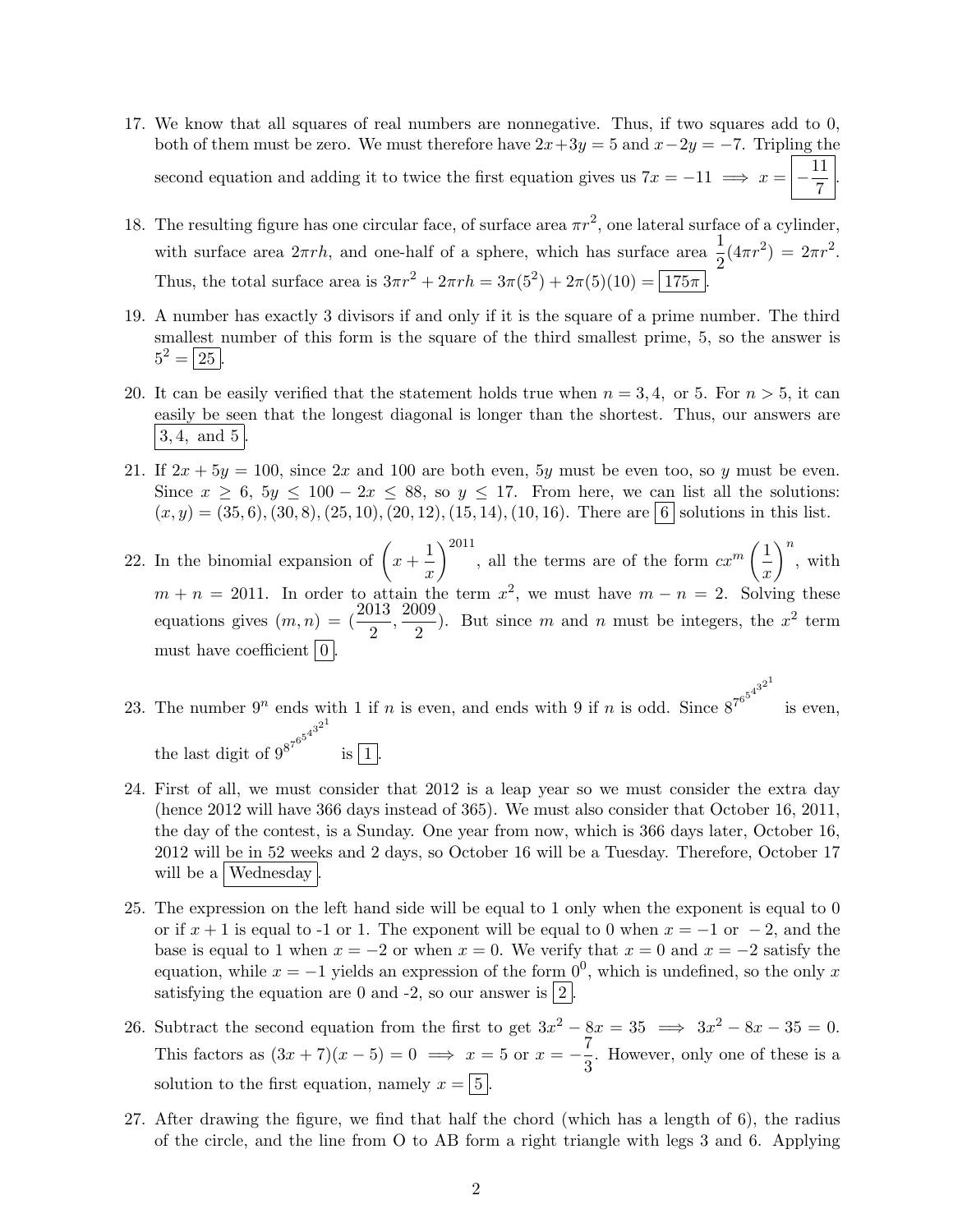17. We know that all squares of real numbers are nonnegative. Thus, if two squares add to 0, both of them must be zero. We must therefore have $2x+3y=5$ and $x-2y=-7$. Tripling the second equation and adding it to twice the first equation gives us $7x=-11 \implies x=\boxed{-\frac{11}{7}}$.

18. The resulting figure has one circular face, of surface area $\pi r^2$, one lateral surface of a cylinder, with surface area $2\pi rh$, and one-half of a sphere, which has surface area $\frac{1}{2}(4\pi r^2) = 2\pi r^2$. Thus, the total surface area is $3\pi r^2 + 2\pi rh = 3\pi(5^2) + 2\pi(5)(10) = \boxed{175\pi}$.

19. A number has exactly 3 divisors if and only if it is the square of a prime number. The third smallest number of this form is the square of the third smallest prime, 5, so the answer is $5^2 = \boxed{25}$.

20. It can be easily verified that the statement holds true when $n = 3, 4$, or 5. For $n > 5$, it can easily be seen that the longest diagonal is longer than the shortest. Thus, our answers are $\boxed{3, 4, \text{ and } 5}$.

21. If $2x + 5y = 100$, since $2x$ and 100 are both even, $5y$ must be even too, so $y$ must be even. Since $x \geq 6$, $5y \leq 100 - 2x \leq 88$, so $y \leq 17$. From here, we can list all the solutions: $(x, y) = (35, 6), (30, 8), (25, 10), (20, 12), (15, 14), (10, 16)$. There are $\boxed{6}$ solutions in this list.

22. In the binomial expansion of $\left(x + \frac{1}{x}\right)^{2011}$, all the terms are of the form $cx^m\left(\frac{1}{x}\right)^n$, with $m + n = 2011$. In order to attain the term $x^2$, we must have $m - n = 2$. Solving these equations gives $(m, n) = (\frac{2013}{2}, \frac{2009}{2})$. But since $m$ and $n$ must be integers, the $x^2$ term must have coefficient $\boxed{0}$.

23. The number $9^n$ ends with 1 if $n$ is even, and ends with 9 if $n$ is odd. Since $8^{7^{6^{5^{4^{3^{2^1}}}}}}$ is even, the last digit of $9^{8^{7^{6^{5^{4^{3^{2^1}}}}}}}$ is $\boxed{1}$.

24. First of all, we must consider that 2012 is a leap year so we must consider the extra day (hence 2012 will have 366 days instead of 365). We must also consider that October 16, 2011, the day of the contest, is a Sunday. One year from now, which is 366 days later, October 16, 2012 will be in 52 weeks and 2 days, so October 16 will be a Tuesday. Therefore, October 17 will be a $\boxed{\text{Wednesday}}$.

25. The expression on the left hand side will be equal to 1 only when the exponent is equal to 0 or if $x + 1$ is equal to -1 or 1. The exponent will be equal to 0 when $x = -1$ or $-2$, and the base is equal to 1 when $x = -2$ or when $x = 0$. We verify that $x = 0$ and $x = -2$ satisfy the equation, while $x = -1$ yields an expression of the form $0^0$, which is undefined, so the only $x$ satisfying the equation are 0 and -2, so our answer is $\boxed{2}$.

26. Subtract the second equation from the first to get $3x^2 - 8x = 35 \implies 3x^2 - 8x - 35 = 0$. This factors as $(3x + 7)(x - 5) = 0 \implies x = 5$ or $x = -\frac{7}{3}$. However, only one of these is a solution to the first equation, namely $x = \boxed{5}$.

27. After drawing the figure, we find that half the chord (which has a length of 6), the radius of the circle, and the line from O to AB form a right triangle with legs 3 and 6. Applying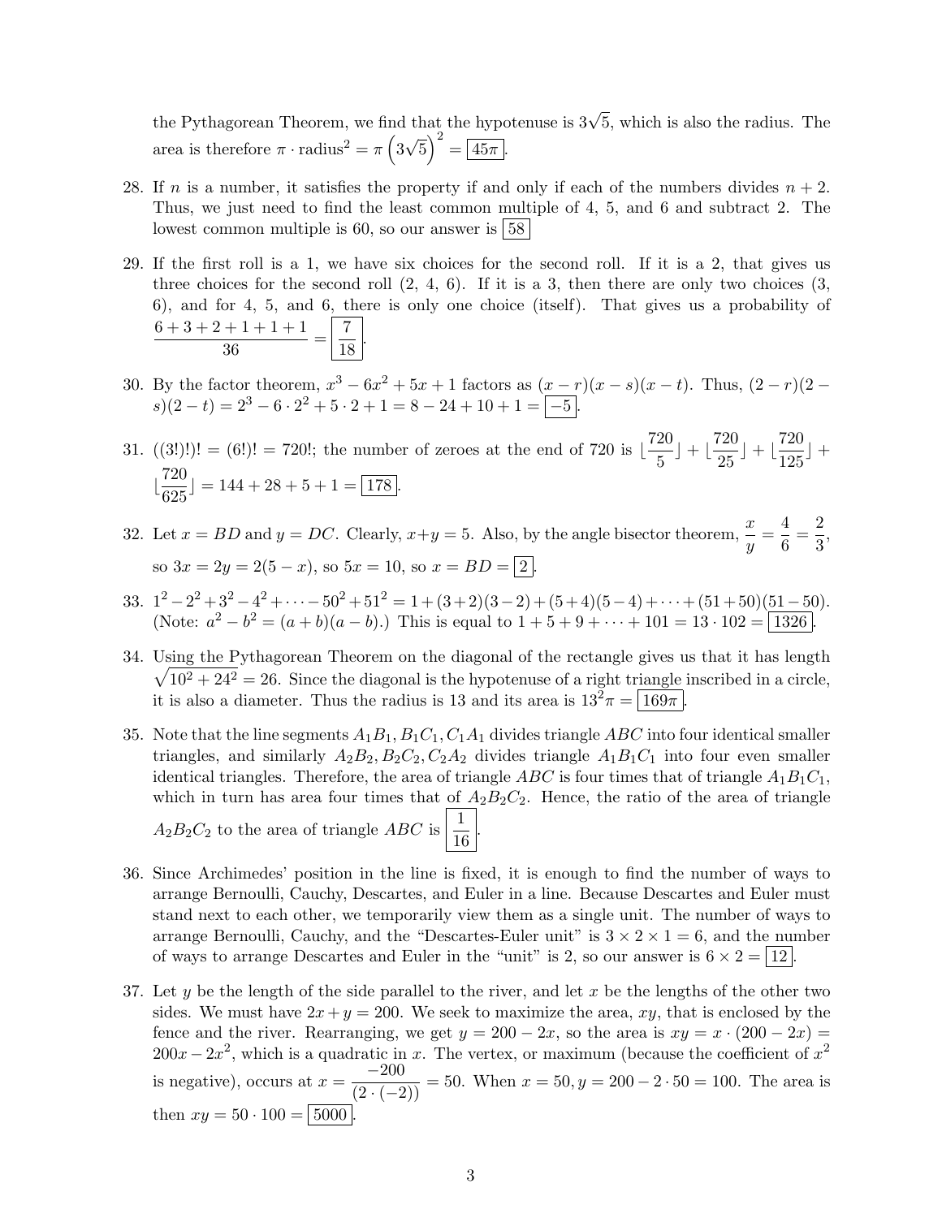the Pythagorean Theorem, we find that the hypotenuse is $3\sqrt{5}$, which is also the radius. The area is therefore $\pi \cdot \text{radius}^2 = \pi\left(3\sqrt{5}\right)^2 = \boxed{45\pi}$.

28. If $n$ is a number, it satisfies the property if and only if each of the numbers divides $n+2$. Thus, we just need to find the least common multiple of 4, 5, and 6 and subtract 2. The lowest common multiple is 60, so our answer is $\boxed{58}$

29. If the first roll is a 1, we have six choices for the second roll. If it is a 2, that gives us three choices for the second roll (2, 4, 6). If it is a 3, then there are only two choices (3, 6), and for 4, 5, and 6, there is only one choice (itself). That gives us a probability of $\dfrac{6+3+2+1+1+1}{36} = \boxed{\dfrac{7}{18}}$.

30. By the factor theorem, $x^3 - 6x^2 + 5x + 1$ factors as $(x-r)(x-s)(x-t)$. Thus, $(2-r)(2-s)(2-t) = 2^3 - 6 \cdot 2^2 + 5 \cdot 2 + 1 = 8 - 24 + 10 + 1 = \boxed{-5}$.

31. $((3!)!)! = (6!)! = 720!$; the number of zeroes at the end of 720 is $\lfloor\dfrac{720}{5}\rfloor + \lfloor\dfrac{720}{25}\rfloor + \lfloor\dfrac{720}{125}\rfloor + \lfloor\dfrac{720}{625}\rfloor = 144 + 28 + 5 + 1 = \boxed{178}$.

32. Let $x = BD$ and $y = DC$. Clearly, $x + y = 5$. Also, by the angle bisector theorem, $\dfrac{x}{y} = \dfrac{4}{6} = \dfrac{2}{3}$, so $3x = 2y = 2(5-x)$, so $5x = 10$, so $x = BD = \boxed{2}$.

33. $1^2 - 2^2 + 3^2 - 4^2 + \cdots - 50^2 + 51^2 = 1 + (3+2)(3-2) + (5+4)(5-4) + \cdots + (51+50)(51-50)$. (Note: $a^2 - b^2 = (a+b)(a-b)$.) This is equal to $1 + 5 + 9 + \cdots + 101 = 13 \cdot 102 = \boxed{1326}$.

34. Using the Pythagorean Theorem on the diagonal of the rectangle gives us that it has length $\sqrt{10^2 + 24^2} = 26$. Since the diagonal is the hypotenuse of a right triangle inscribed in a circle, it is also a diameter. Thus the radius is 13 and its area is $13^2\pi = \boxed{169\pi}$.

35. Note that the line segments $A_1B_1, B_1C_1, C_1A_1$ divides triangle $ABC$ into four identical smaller triangles, and similarly $A_2B_2, B_2C_2, C_2A_2$ divides triangle $A_1B_1C_1$ into four even smaller identical triangles. Therefore, the area of triangle $ABC$ is four times that of triangle $A_1B_1C_1$, which in turn has area four times that of $A_2B_2C_2$. Hence, the ratio of the area of triangle $A_2B_2C_2$ to the area of triangle $ABC$ is $\boxed{\dfrac{1}{16}}$.

36. Since Archimedes' position in the line is fixed, it is enough to find the number of ways to arrange Bernoulli, Cauchy, Descartes, and Euler in a line. Because Descartes and Euler must stand next to each other, we temporarily view them as a single unit. The number of ways to arrange Bernoulli, Cauchy, and the "Descartes-Euler unit" is $3 \times 2 \times 1 = 6$, and the number of ways to arrange Descartes and Euler in the "unit" is 2, so our answer is $6 \times 2 = \boxed{12}$.

37. Let $y$ be the length of the side parallel to the river, and let $x$ be the lengths of the other two sides. We must have $2x + y = 200$. We seek to maximize the area, $xy$, that is enclosed by the fence and the river. Rearranging, we get $y = 200 - 2x$, so the area is $xy = x \cdot (200 - 2x) = 200x - 2x^2$, which is a quadratic in $x$. The vertex, or maximum (because the coefficient of $x^2$ is negative), occurs at $x = \dfrac{-200}{(2 \cdot (-2))} = 50$. When $x = 50, y = 200 - 2 \cdot 50 = 100$. The area is then $xy = 50 \cdot 100 = \boxed{5000}$.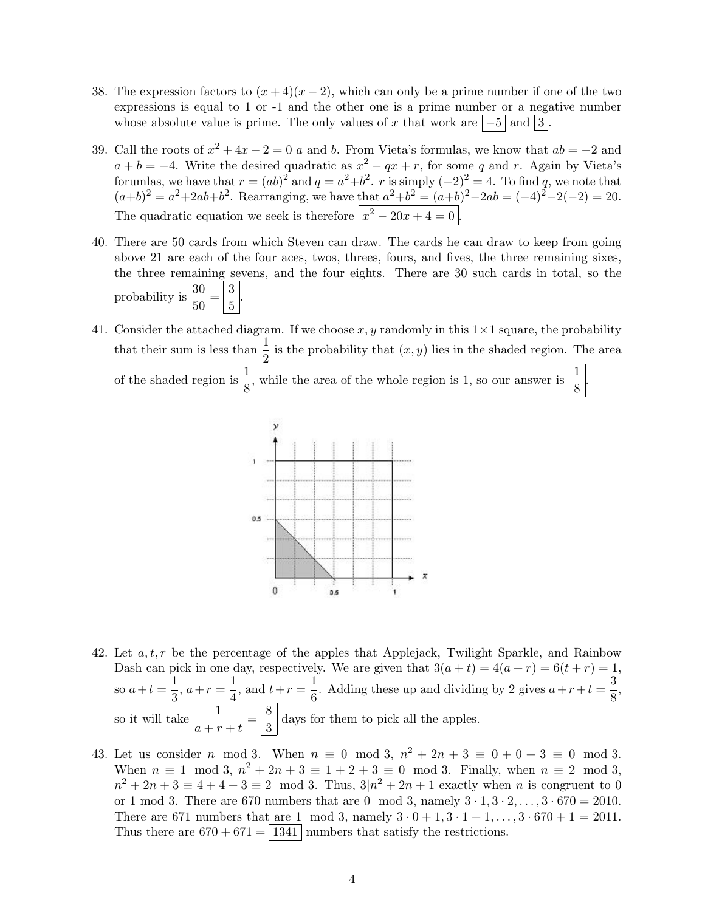38. The expression factors to $(x+4)(x-2)$, which can only be a prime number if one of the two expressions is equal to 1 or -1 and the other one is a prime number or a negative number whose absolute value is prime. The only values of $x$ that work are $\boxed{-5}$ and $\boxed{3}$.

39. Call the roots of $x^2+4x-2=0$ $a$ and $b$. From Vieta's formulas, we know that $ab=-2$ and $a+b=-4$. Write the desired quadratic as $x^2-qx+r$, for some $q$ and $r$. Again by Vieta's forumlas, we have that $r=(ab)^2$ and $q=a^2+b^2$. $r$ is simply $(-2)^2=4$. To find $q$, we note that $(a+b)^2=a^2+2ab+b^2$. Rearranging, we have that $a^2+b^2=(a+b)^2-2ab=(-4)^2-2(-2)=20$. The quadratic equation we seek is therefore $\boxed{x^2-20x+4=0}$.

40. There are 50 cards from which Steven can draw. The cards he can draw to keep from going above 21 are each of the four aces, twos, threes, fours, and fives, the three remaining sixes, the three remaining sevens, and the four eights. There are 30 such cards in total, so the probability is $\frac{30}{50}=\boxed{\frac{3}{5}}$.

41. Consider the attached diagram. If we choose $x, y$ randomly in this $1\times 1$ square, the probability that their sum is less than $\frac{1}{2}$ is the probability that $(x, y)$ lies in the shaded region. The area of the shaded region is $\frac{1}{8}$, while the area of the whole region is 1, so our answer is $\boxed{\frac{1}{8}}$.

42. Let $a, t, r$ be the percentage of the apples that Applejack, Twilight Sparkle, and Rainbow Dash can pick in one day, respectively. We are given that $3(a+t)=4(a+r)=6(t+r)=1$, so $a+t=\frac{1}{3}$, $a+r=\frac{1}{4}$, and $t+r=\frac{1}{6}$. Adding these up and dividing by 2 gives $a+r+t=\frac{3}{8}$, so it will take $\frac{1}{a+r+t}=\boxed{\frac{8}{3}}$ days for them to pick all the apples.

43. Let us consider $n \mod 3$. When $n\equiv 0 \mod 3$, $n^2+2n+3\equiv 0+0+3\equiv 0 \mod 3$. When $n\equiv 1 \mod 3$, $n^2+2n+3\equiv 1+2+3\equiv 0 \mod 3$. Finally, when $n\equiv 2 \mod 3$, $n^2+2n+3\equiv 4+4+3\equiv 2 \mod 3$. Thus, $3|n^2+2n+1$ exactly when $n$ is congruent to 0 or 1 mod 3. There are 670 numbers that are $0 \mod 3$, namely $3\cdot 1, 3\cdot 2, \ldots, 3\cdot 670=2010$. There are 671 numbers that are $1 \mod 3$, namely $3\cdot 0+1, 3\cdot 1+1, \ldots, 3\cdot 670+1=2011$. Thus there are $670+671=\boxed{1341}$ numbers that satisfy the restrictions.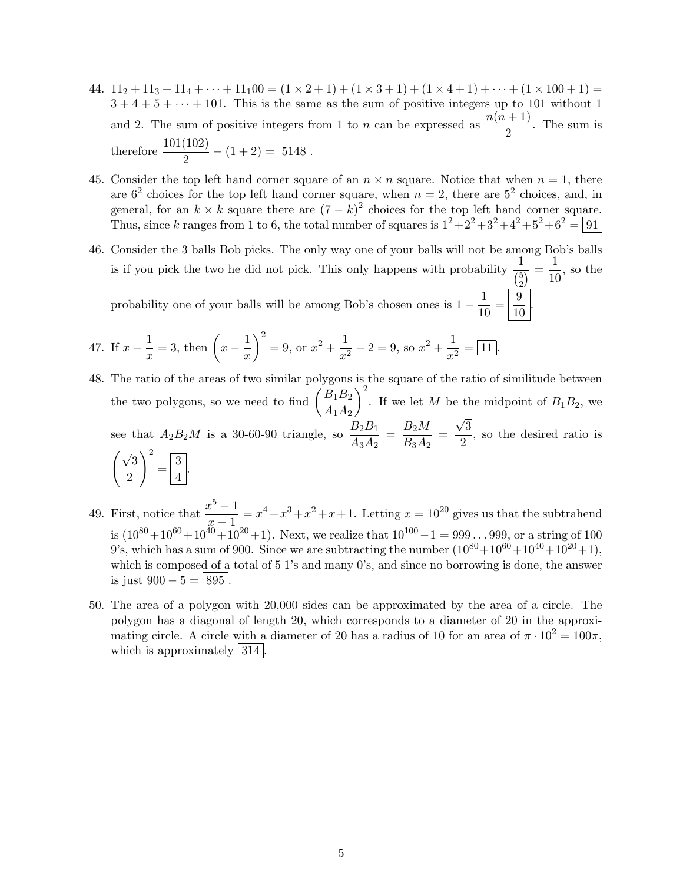44. $11_2 + 11_3 + 11_4 + \cdots + 11_100 = (1 \times 2 + 1) + (1 \times 3 + 1) + (1 \times 4 + 1) + \cdots + (1 \times 100 + 1) = 3 + 4 + 5 + \cdots + 101$. This is the same as the sum of positive integers up to 101 without 1 and 2. The sum of positive integers from 1 to $n$ can be expressed as $\frac{n(n+1)}{2}$. The sum is therefore $\frac{101(102)}{2} - (1+2) = \boxed{5148}$.

45. Consider the top left hand corner square of an $n \times n$ square. Notice that when $n = 1$, there are $6^2$ choices for the top left hand corner square, when $n = 2$, there are $5^2$ choices, and, in general, for an $k \times k$ square there are $(7-k)^2$ choices for the top left hand corner square. Thus, since $k$ ranges from 1 to 6, the total number of squares is $1^2+2^2+3^2+4^2+5^2+6^2 = \boxed{91}$

46. Consider the 3 balls Bob picks. The only way one of your balls will not be among Bob's balls is if you pick the two he did not pick. This only happens with probability $\frac{1}{\binom{5}{2}} = \frac{1}{10}$, so the probability one of your balls will be among Bob's chosen ones is $1 - \frac{1}{10} = \boxed{\frac{9}{10}}$.

47. If $x - \frac{1}{x} = 3$, then $\left(x - \frac{1}{x}\right)^2 = 9$, or $x^2 + \frac{1}{x^2} - 2 = 9$, so $x^2 + \frac{1}{x^2} = \boxed{11}$.

48. The ratio of the areas of two similar polygons is the square of the ratio of similitude between the two polygons, so we need to find $\left(\frac{B_1B_2}{A_1A_2}\right)^2$. If we let $M$ be the midpoint of $B_1B_2$, we see that $A_2B_2M$ is a 30-60-90 triangle, so $\frac{B_2B_1}{A_3A_2} = \frac{B_2M}{B_3A_2} = \frac{\sqrt{3}}{2}$, so the desired ratio is $\left(\frac{\sqrt{3}}{2}\right)^2 = \boxed{\frac{3}{4}}$.

49. First, notice that $\frac{x^5-1}{x-1} = x^4+x^3+x^2+x+1$. Letting $x = 10^{20}$ gives us that the subtrahend is $(10^{80}+10^{60}+10^{40}+10^{20}+1)$. Next, we realize that $10^{100}-1 = 999\ldots999$, or a string of 100 9's, which has a sum of 900. Since we are subtracting the number $(10^{80}+10^{60}+10^{40}+10^{20}+1)$, which is composed of a total of 5 1's and many 0's, and since no borrowing is done, the answer is just $900 - 5 = \boxed{895}$.

50. The area of a polygon with 20,000 sides can be approximated by the area of a circle. The polygon has a diagonal of length 20, which corresponds to a diameter of 20 in the approximating circle. A circle with a diameter of 20 has a radius of 10 for an area of $\pi \cdot 10^2 = 100\pi$, which is approximately $\boxed{314}$.